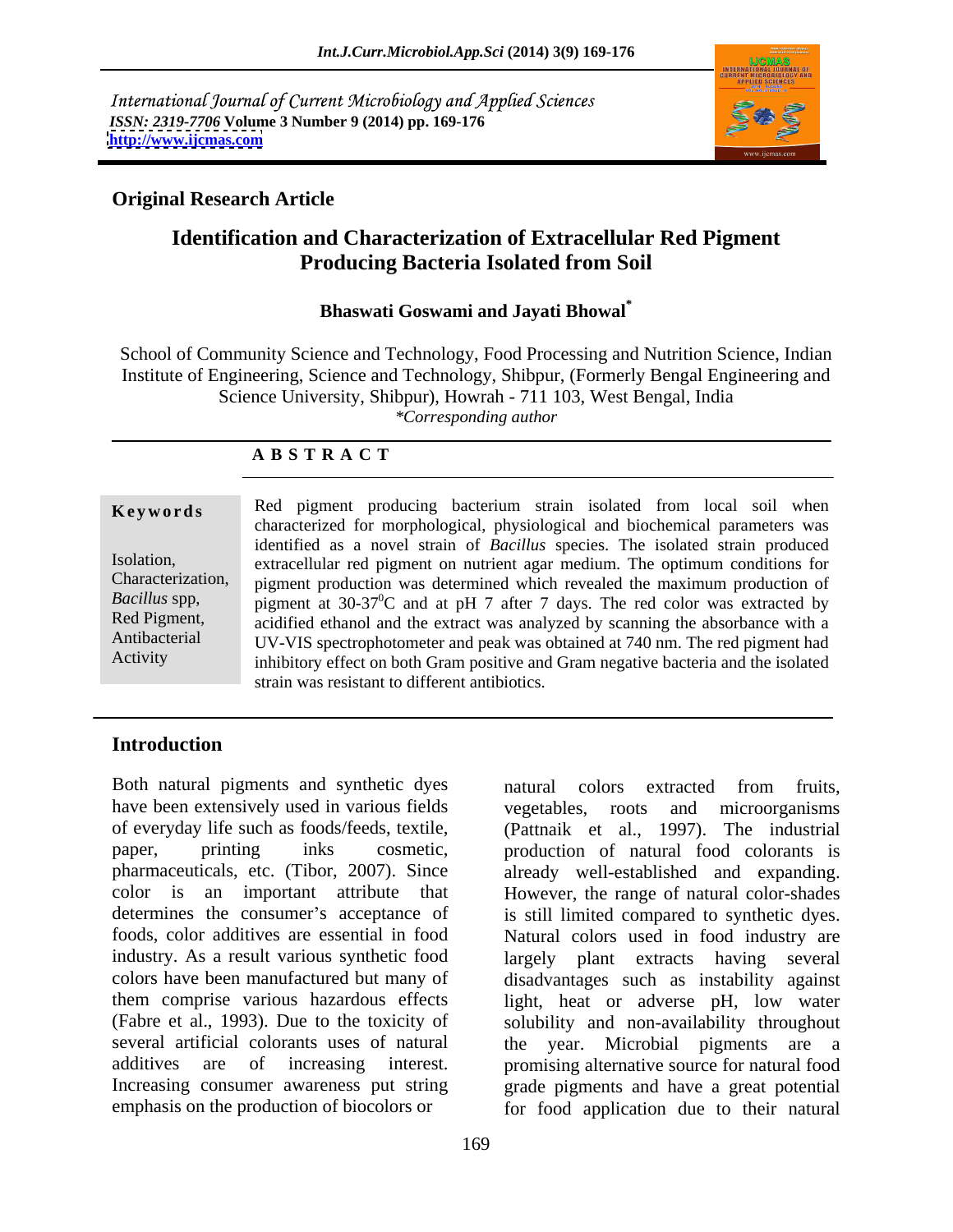International Journal of Current Microbiology and Applied Sciences
*ISSN: 2319-7706* **Volume 3 Number 9 (2014) pp. 169-176**
**http://www.ijcmas.com**

**Original Research Article**

# Identification and Characterization of Extracellular Red Pigment Producing Bacteria Isolated from Soil

**Bhaswati Goswami and Jayati Bhowal***

School of Community Science and Technology, Food Processing and Nutrition Science, Indian Institute of Engineering, Science and Technology, Shibpur, (Formerly Bengal Engineering and Science University, Shibpur), Howrah - 711 103, West Bengal, India
*\*Corresponding author*

## A B S T R A C T

**Keywords**

Isolation,
Characterization,
*Bacillus* spp,
Red Pigment,
Antibacterial Activity

Red pigment producing bacterium strain isolated from local soil when characterized for morphological, physiological and biochemical parameters was identified as a novel strain of *Bacillus* species. The isolated strain produced extracellular red pigment on nutrient agar medium. The optimum conditions for pigment production was determined which revealed the maximum production of pigment at 30-37$^0$C and at pH 7 after 7 days. The red color was extracted by acidified ethanol and the extract was analyzed by scanning the absorbance with a UV-VIS spectrophotometer and peak was obtained at 740 nm. The red pigment had inhibitory effect on both Gram positive and Gram negative bacteria and the isolated strain was resistant to different antibiotics.

## Introduction

Both natural pigments and synthetic dyes have been extensively used in various fields of everyday life such as foods/feeds, textile, paper, printing inks cosmetic, pharmaceuticals, etc. (Tibor, 2007). Since color is an important attribute that determines the consumer's acceptance of foods, color additives are essential in food industry. As a result various synthetic food colors have been manufactured but many of them comprise various hazardous effects (Fabre et al., 1993). Due to the toxicity of several artificial colorants uses of natural additives are of increasing interest. Increasing consumer awareness put string emphasis on the production of biocolors or natural colors extracted from fruits, vegetables, roots and microorganisms (Pattnaik et al., 1997). The industrial production of natural food colorants is already well-established and expanding. However, the range of natural color-shades is still limited compared to synthetic dyes. Natural colors used in food industry are largely plant extracts having several disadvantages such as instability against light, heat or adverse pH, low water solubility and non-availability throughout the year. Microbial pigments are a promising alternative source for natural food grade pigments and have a great potential for food application due to their natural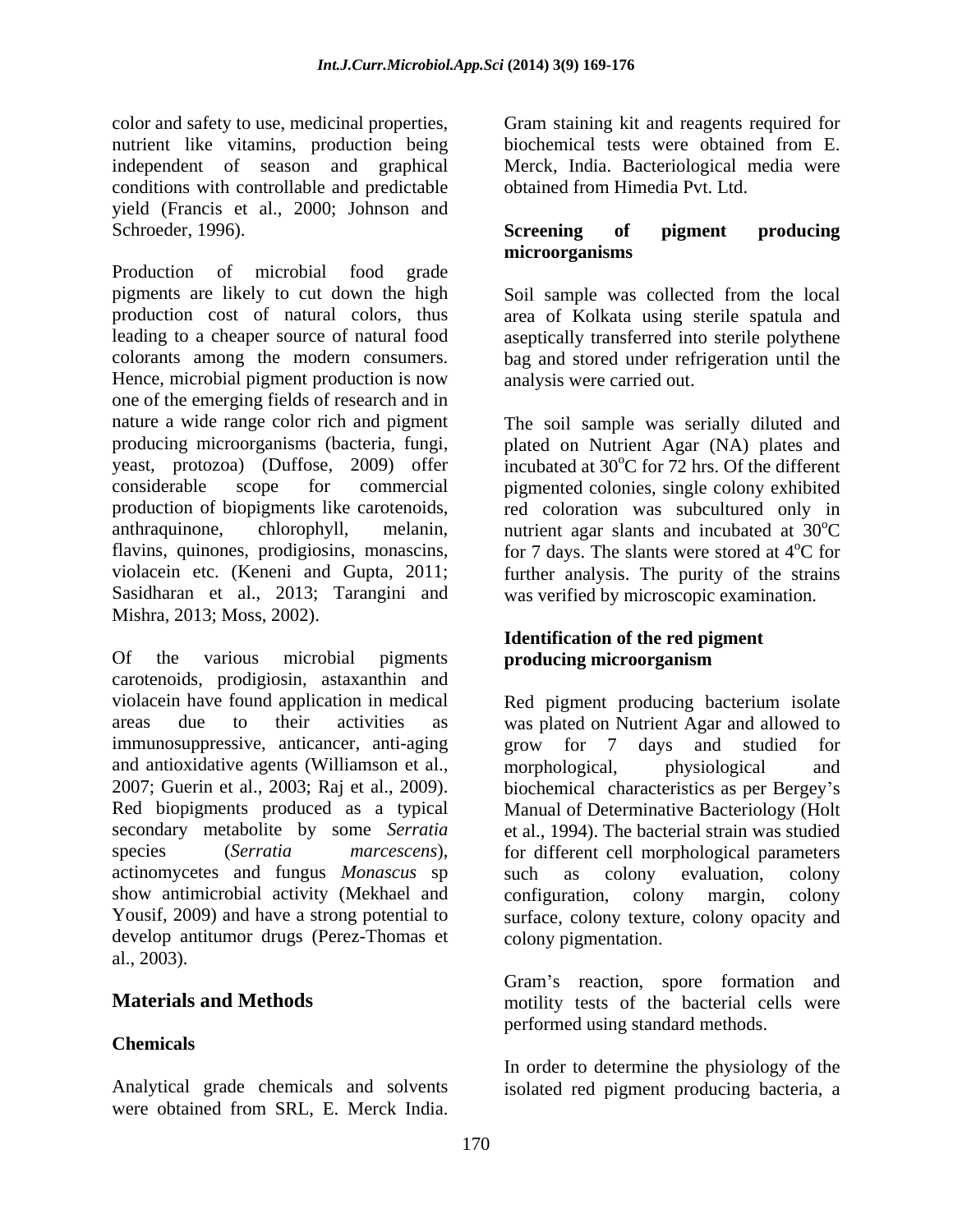color and safety to use, medicinal properties, nutrient like vitamins, production being independent of season and graphical conditions with controllable and predictable yield (Francis et al., 2000; Johnson and Schroeder, 1996).

Production of microbial food grade pigments are likely to cut down the high production cost of natural colors, thus leading to a cheaper source of natural food colorants among the modern consumers. Hence, microbial pigment production is now one of the emerging fields of research and in nature a wide range color rich and pigment producing microorganisms (bacteria, fungi, yeast, protozoa) (Duffose, 2009) offer considerable scope for commercial production of biopigments like carotenoids, anthraquinone, chlorophyll, melanin, flavins, quinones, prodigiosins, monascins, violacein etc. (Keneni and Gupta, 2011; Sasidharan et al., 2013; Tarangini and Mishra, 2013; Moss, 2002).

Of the various microbial pigments carotenoids, prodigiosin, astaxanthin and violacein have found application in medical areas due to their activities as immunosuppressive, anticancer, anti-aging and antioxidative agents (Williamson et al., 2007; Guerin et al., 2003; Raj et al., 2009). Red biopigments produced as a typical secondary metabolite by some *Serratia* species (*Serratia marcescens*), actinomycetes and fungus *Monascus* sp show antimicrobial activity (Mekhael and Yousif, 2009) and have a strong potential to develop antitumor drugs (Perez-Thomas et al., 2003).

## Materials and Methods

### Chemicals

Analytical grade chemicals and solvents were obtained from SRL, E. Merck India. Gram staining kit and reagents required for biochemical tests were obtained from E. Merck, India. Bacteriological media were obtained from Himedia Pvt. Ltd.

### Screening of pigment producing microorganisms

Soil sample was collected from the local area of Kolkata using sterile spatula and aseptically transferred into sterile polythene bag and stored under refrigeration until the analysis were carried out.

The soil sample was serially diluted and plated on Nutrient Agar (NA) plates and incubated at $30^{o}C$ for 72 hrs. Of the different pigmented colonies, single colony exhibited red coloration was subcultured only in nutrient agar slants and incubated at $30^{o}C$ for 7 days. The slants were stored at $4^{o}C$ for further analysis. The purity of the strains was verified by microscopic examination.

### Identification of the red pigment producing microorganism

Red pigment producing bacterium isolate was plated on Nutrient Agar and allowed to grow for 7 days and studied for morphological, physiological and biochemical characteristics as per Bergey's Manual of Determinative Bacteriology (Holt et al., 1994). The bacterial strain was studied for different cell morphological parameters such as colony evaluation, colony configuration, colony margin, colony surface, colony texture, colony opacity and colony pigmentation.

Gram's reaction, spore formation and motility tests of the bacterial cells were performed using standard methods.

In order to determine the physiology of the isolated red pigment producing bacteria, a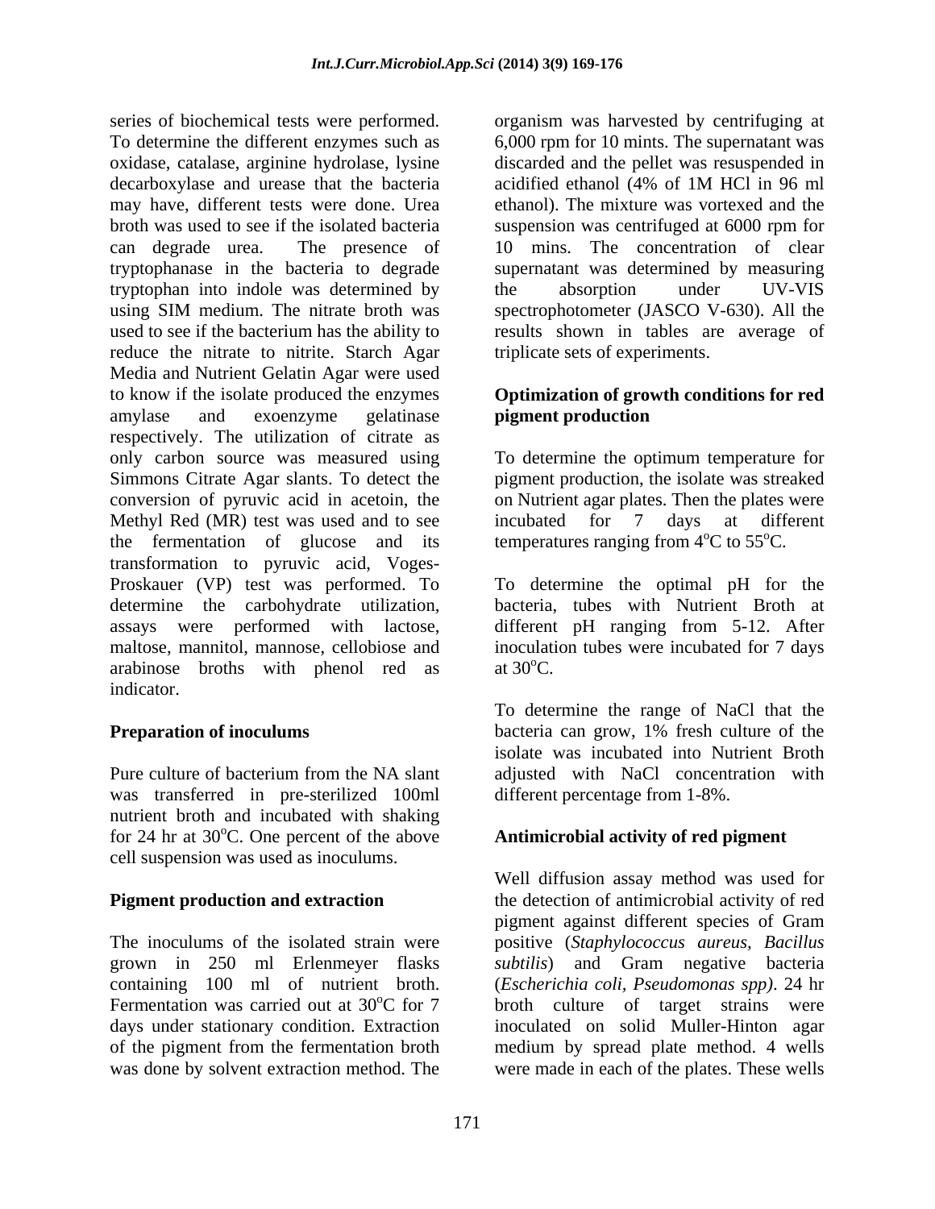series of biochemical tests were performed. To determine the different enzymes such as oxidase, catalase, arginine hydrolase, lysine decarboxylase and urease that the bacteria may have, different tests were done. Urea broth was used to see if the isolated bacteria can degrade urea. The presence of tryptophanase in the bacteria to degrade tryptophan into indole was determined by using SIM medium. The nitrate broth was used to see if the bacterium has the ability to reduce the nitrate to nitrite. Starch Agar Media and Nutrient Gelatin Agar were used to know if the isolate produced the enzymes amylase and exoenzyme gelatinase respectively. The utilization of citrate as only carbon source was measured using Simmons Citrate Agar slants. To detect the conversion of pyruvic acid in acetoin, the Methyl Red (MR) test was used and to see the fermentation of glucose and its transformation to pyruvic acid, Voges-Proskauer (VP) test was performed. To determine the carbohydrate utilization, assays were performed with lactose, maltose, mannitol, mannose, cellobiose and arabinose broths with phenol red as indicator.

**Preparation of inoculums**

Pure culture of bacterium from the NA slant was transferred in pre-sterilized 100ml nutrient broth and incubated with shaking for 24 hr at 30$^{o}$C. One percent of the above cell suspension was used as inoculums.

**Pigment production and extraction**

The inoculums of the isolated strain were grown in 250 ml Erlenmeyer flasks containing 100 ml of nutrient broth. Fermentation was carried out at 30$^{o}$C for 7 days under stationary condition. Extraction of the pigment from the fermentation broth was done by solvent extraction method. The organism was harvested by centrifuging at 6,000 rpm for 10 mints. The supernatant was discarded and the pellet was resuspended in acidified ethanol (4% of 1M HCl in 96 ml ethanol). The mixture was vortexed and the suspension was centrifuged at 6000 rpm for 10 mins. The concentration of clear supernatant was determined by measuring the absorption under UV-VIS spectrophotometer (JASCO V-630). All the results shown in tables are average of triplicate sets of experiments.

**Optimization of growth conditions for red pigment production**

To determine the optimum temperature for pigment production, the isolate was streaked on Nutrient agar plates. Then the plates were incubated for 7 days at different temperatures ranging from 4$^{o}$C to 55$^{o}$C.

To determine the optimal pH for the bacteria, tubes with Nutrient Broth at different pH ranging from 5-12. After inoculation tubes were incubated for 7 days at 30$^{o}$C.

To determine the range of NaCl that the bacteria can grow, 1% fresh culture of the isolate was incubated into Nutrient Broth adjusted with NaCl concentration with different percentage from 1-8%.

**Antimicrobial activity of red pigment**

Well diffusion assay method was used for the detection of antimicrobial activity of red pigment against different species of Gram positive (*Staphylococcus aureus, Bacillus subtilis*) and Gram negative bacteria (*Escherichia coli*, *Pseudomonas spp)*. 24 hr broth culture of target strains were inoculated on solid Muller-Hinton agar medium by spread plate method. 4 wells were made in each of the plates. These wells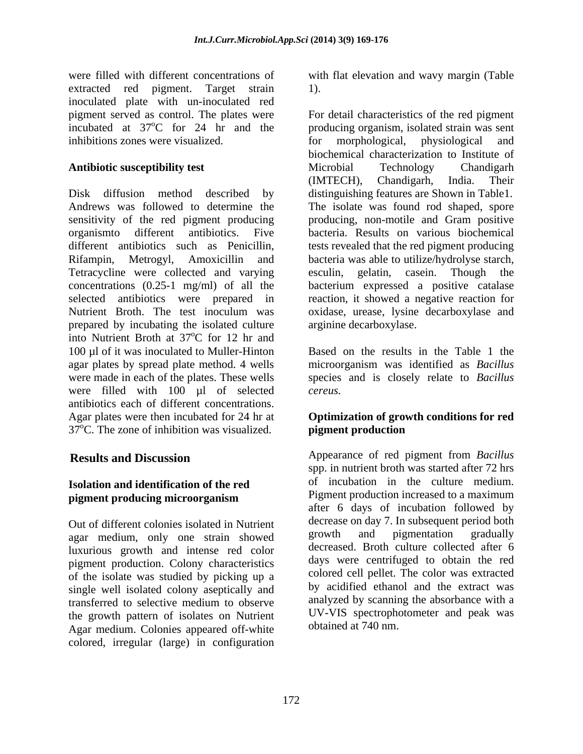were filled with different concentrations of extracted red pigment. Target strain inoculated plate with un-inoculated red pigment served as control. The plates were incubated at 37°C for 24 hr and the inhibitions zones were visualized.

### Antibiotic susceptibility test

Disk diffusion method described by Andrews was followed to determine the sensitivity of the red pigment producing organismto different antibiotics. Five different antibiotics such as Penicillin, Rifampin, Metrogyl, Amoxicillin and Tetracycline were collected and varying concentrations (0.25-1 mg/ml) of all the selected antibiotics were prepared in Nutrient Broth. The test inoculum was prepared by incubating the isolated culture into Nutrient Broth at 37°C for 12 hr and 100 µl of it was inoculated to Muller-Hinton agar plates by spread plate method. 4 wells were made in each of the plates. These wells were filled with 100 µl of selected antibiotics each of different concentrations. Agar plates were then incubated for 24 hr at 37°C. The zone of inhibition was visualized.

## Results and Discussion

### Isolation and identification of the red pigment producing microorganism

Out of different colonies isolated in Nutrient agar medium, only one strain showed luxurious growth and intense red color pigment production. Colony characteristics of the isolate was studied by picking up a single well isolated colony aseptically and transferred to selective medium to observe the growth pattern of isolates on Nutrient Agar medium. Colonies appeared off-white colored, irregular (large) in configuration with flat elevation and wavy margin (Table 1).

For detail characteristics of the red pigment producing organism, isolated strain was sent for morphological, physiological and biochemical characterization to Institute of Microbial Technology Chandigarh (IMTECH), Chandigarh, India. Their distinguishing features are Shown in Table1. The isolate was found rod shaped, spore producing, non-motile and Gram positive bacteria. Results on various biochemical tests revealed that the red pigment producing bacteria was able to utilize/hydrolyse starch, esculin, gelatin, casein. Though the bacterium expressed a positive catalase reaction, it showed a negative reaction for oxidase, urease, lysine decarboxylase and arginine decarboxylase.

Based on the results in the Table 1 the microorganism was identified as *Bacillus* species and is closely relate to *Bacillus cereus.*

### Optimization of growth conditions for red pigment production

Appearance of red pigment from *Bacillus* spp. in nutrient broth was started after 72 hrs of incubation in the culture medium. Pigment production increased to a maximum after 6 days of incubation followed by decrease on day 7. In subsequent period both growth and pigmentation gradually decreased. Broth culture collected after 6 days were centrifuged to obtain the red colored cell pellet. The color was extracted by acidified ethanol and the extract was analyzed by scanning the absorbance with a UV-VIS spectrophotometer and peak was obtained at 740 nm.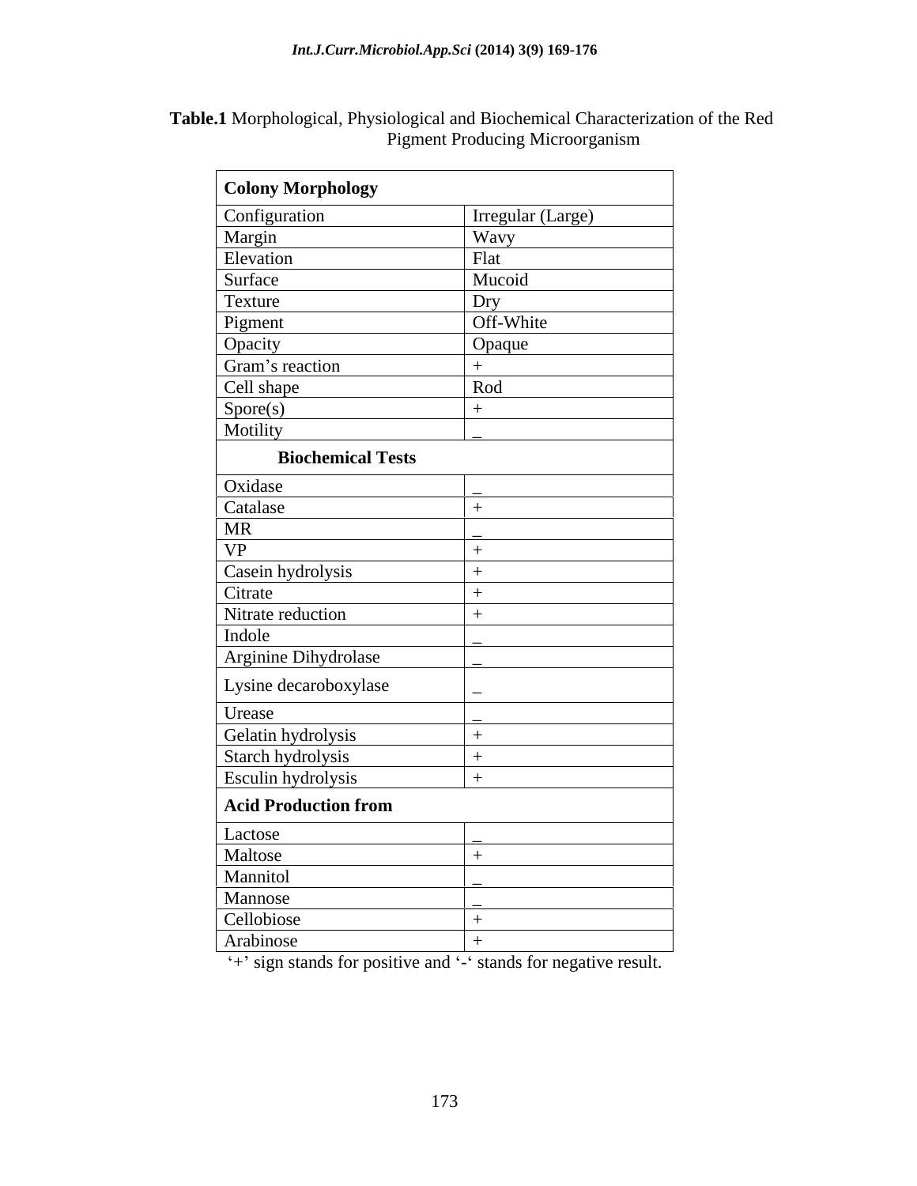**Table.1** Morphological, Physiological and Biochemical Characterization of the Red Pigment Producing Microorganism

| | |
|---|---|
| **Colony Morphology** | |
| Configuration | Irregular (Large) |
| Margin | Wavy |
| Elevation | Flat |
| Surface | Mucoid |
| Texture | Dry |
| Pigment | Off-White |
| Opacity | Opaque |
| Gram's reaction | + |
| Cell shape | Rod |
| Spore(s) | + |
| Motility | _ |
| **Biochemical Tests** | |
| Oxidase | _ |
| Catalase | + |
| MR | _ |
| VP | + |
| Casein hydrolysis | + |
| Citrate | + |
| Nitrate reduction | + |
| Indole | _ |
| Arginine Dihydrolase | _ |
| Lysine decaroboxylase | _ |
| Urease | _ |
| Gelatin hydrolysis | + |
| Starch hydrolysis | + |
| Esculin hydrolysis | + |
| **Acid Production from** | |
| Lactose | _ |
| Maltose | + |
| Mannitol | _ |
| Mannose | _ |
| Cellobiose | + |
| Arabinose | + |

'+' sign stands for positive and '-' stands for negative result.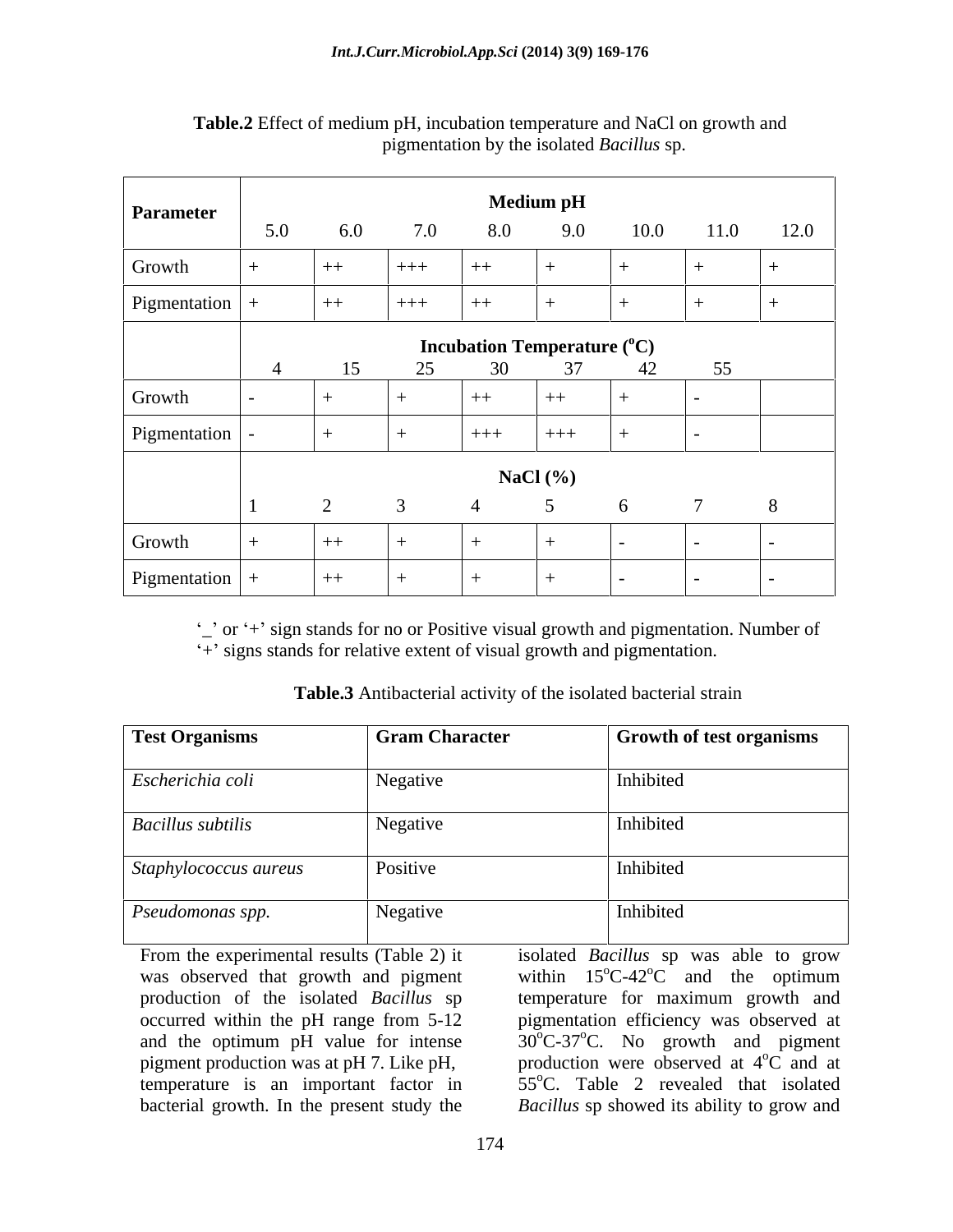**Table.2** Effect of medium pH, incubation temperature and NaCl on growth and pigmentation by the isolated *Bacillus* sp.

| Parameter | Medium pH | | | | | | | |
|---|---|---|---|---|---|---|---|---|
| | 5.0 | 6.0 | 7.0 | 8.0 | 9.0 | 10.0 | 11.0 | 12.0 |
| Growth | + | ++ | +++ | ++ | + | + | + | + |
| Pigmentation | + | ++ | +++ | ++ | + | + | + | + |
| | Incubation Temperature ($^oC$) | | | | | | | |
| | 4 | 15 | 25 | 30 | 37 | 42 | 55 | |
| Growth | - | + | + | ++ | ++ | + | - | |
| Pigmentation | - | + | + | +++ | +++ | + | - | |
| | NaCl (%) | | | | | | | |
| | 1 | 2 | 3 | 4 | 5 | 6 | 7 | 8 |
| Growth | + | ++ | + | + | + | - | - | - |
| Pigmentation | + | ++ | + | + | + | - | - | - |

'_' or '+' sign stands for no or Positive visual growth and pigmentation. Number of '+' signs stands for relative extent of visual growth and pigmentation.

**Table.3** Antibacterial activity of the isolated bacterial strain

| Test Organisms | Gram Character | Growth of test organisms |
|---|---|---|
| *Escherichia coli* | Negative | Inhibited |
| *Bacillus subtilis* | Negative | Inhibited |
| *Staphylococcus aureus* | Positive | Inhibited |
| *Pseudomonas spp.* | Negative | Inhibited |

From the experimental results (Table 2) it was observed that growth and pigment production of the isolated *Bacillus* sp occurred within the pH range from 5-12 and the optimum pH value for intense pigment production was at pH 7. Like pH, temperature is an important factor in bacterial growth. In the present study the isolated *Bacillus* sp was able to grow within $15^oC$-$42^oC$ and the optimum temperature for maximum growth and pigmentation efficiency was observed at $30^oC$-$37^oC$. No growth and pigment production were observed at $4^oC$ and at $55^oC$. Table 2 revealed that isolated *Bacillus* sp showed its ability to grow and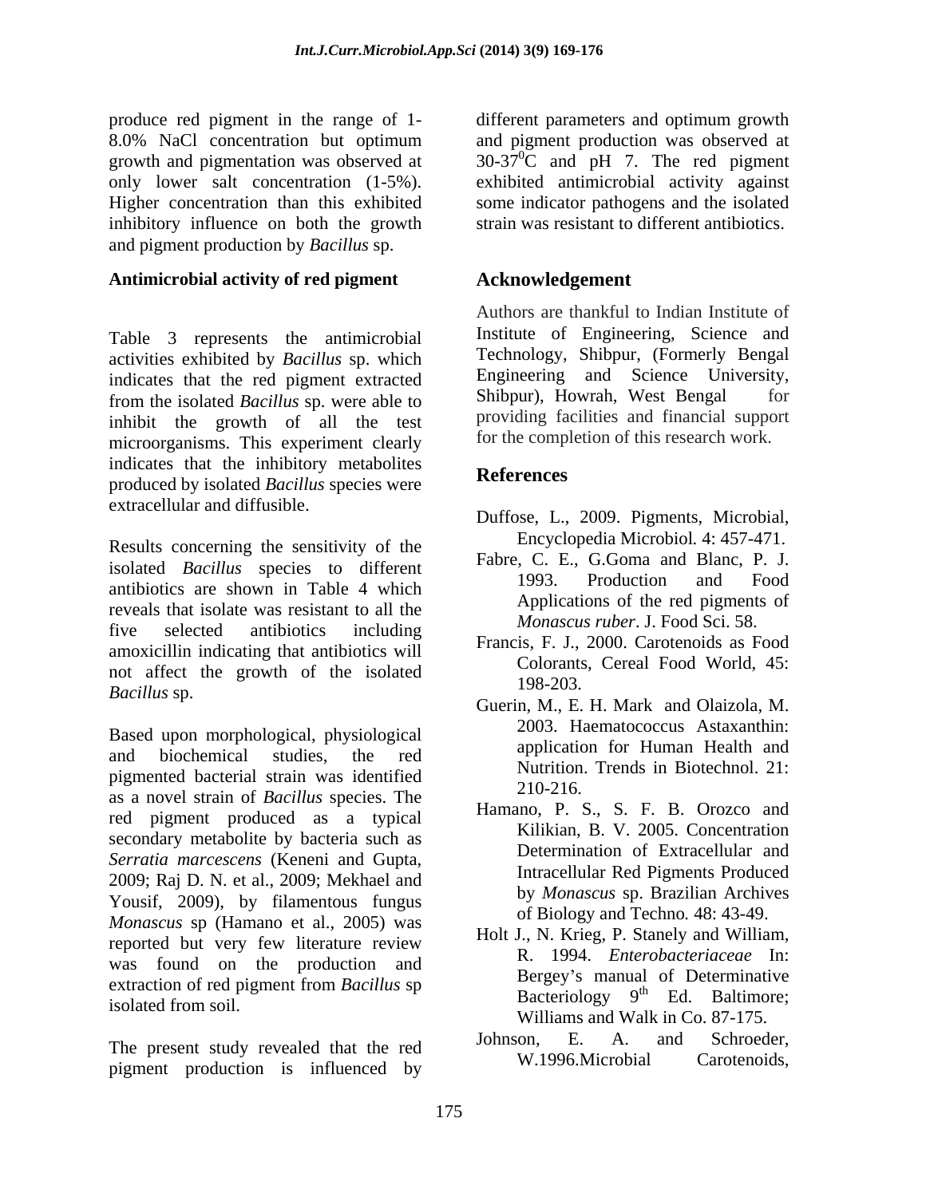produce red pigment in the range of 1-8.0% NaCl concentration but optimum growth and pigmentation was observed at only lower salt concentration (1-5%). Higher concentration than this exhibited inhibitory influence on both the growth and pigment production by *Bacillus* sp.

### Antimicrobial activity of red pigment

Table 3 represents the antimicrobial activities exhibited by *Bacillus* sp. which indicates that the red pigment extracted from the isolated *Bacillus* sp. were able to inhibit the growth of all the test microorganisms. This experiment clearly indicates that the inhibitory metabolites produced by isolated *Bacillus* species were extracellular and diffusible.

Results concerning the sensitivity of the isolated *Bacillus* species to different antibiotics are shown in Table 4 which reveals that isolate was resistant to all the five selected antibiotics including amoxicillin indicating that antibiotics will not affect the growth of the isolated *Bacillus* sp.

Based upon morphological, physiological and biochemical studies, the red pigmented bacterial strain was identified as a novel strain of *Bacillus* species. The red pigment produced as a typical secondary metabolite by bacteria such as *Serratia marcescens* (Keneni and Gupta, 2009; Raj D. N. et al., 2009; Mekhael and Yousif, 2009), by filamentous fungus *Monascus* sp (Hamano et al., 2005) was reported but very few literature review was found on the production and extraction of red pigment from *Bacillus* sp isolated from soil.

The present study revealed that the red pigment production is influenced by different parameters and optimum growth and pigment production was observed at 30-37$^0$C and pH 7. The red pigment exhibited antimicrobial activity against some indicator pathogens and the isolated strain was resistant to different antibiotics.

## Acknowledgement

Authors are thankful to Indian Institute of Institute of Engineering, Science and Technology, Shibpur, (Formerly Bengal Engineering and Science University, Shibpur), Howrah, West Bengal for providing facilities and financial support for the completion of this research work.

## References

Duffose, L., 2009. Pigments, Microbial, Encyclopedia Microbiol*.* 4: 457-471.

Fabre, C. E., G.Goma and Blanc, P. J. 1993. Production and Food Applications of the red pigments of *Monascus ruber*. J. Food Sci. 58.

Francis, F. J., 2000. Carotenoids as Food Colorants, Cereal Food World, 45: 198-203.

Guerin, M., E. H. Mark and Olaizola, M. 2003. Haematococcus Astaxanthin: application for Human Health and Nutrition. Trends in Biotechnol. 21: 210-216.

Hamano, P. S., S. F. B. Orozco and Kilikian, B. V. 2005. Concentration Determination of Extracellular and Intracellular Red Pigments Produced by *Monascus* sp. Brazilian Archives of Biology and Techno*.* 48: 43-49.

Holt J., N. Krieg, P. Stanely and William, R. 1994. *Enterobacteriaceae* In: Bergey's manual of Determinative Bacteriology 9$^{th}$ Ed. Baltimore; Williams and Walk in Co. 87-175.

Johnson, E. A. and Schroeder, W.1996.Microbial Carotenoids,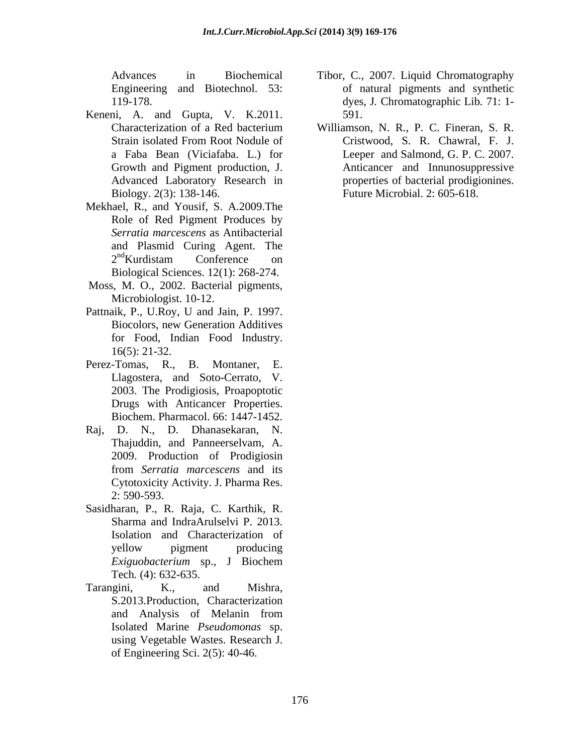Advances in Biochemical Engineering and Biotechnol. 53: 119-178.

Keneni, A. and Gupta, V. K.2011. Characterization of a Red bacterium Strain isolated From Root Nodule of a Faba Bean (Viciafaba. L.) for Growth and Pigment production, J. Advanced Laboratory Research in Biology. 2(3): 138-146.

Mekhael, R., and Yousif, S. A.2009.The Role of Red Pigment Produces by *Serratia marcescens* as Antibacterial and Plasmid Curing Agent. The 2ndKurdistam Conference on Biological Sciences. 12(1): 268-274.

Moss, M. O., 2002. Bacterial pigments, Microbiologist. 10-12.

Pattnaik, P., U.Roy, U and Jain, P. 1997. Biocolors, new Generation Additives for Food, Indian Food Industry. 16(5): 21-32.

Perez-Tomas, R., B. Montaner, E. Llagostera, and Soto-Cerrato, V. 2003. The Prodigiosis, Proapoptotic Drugs with Anticancer Properties. Biochem. Pharmacol. 66: 1447-1452.

Raj, D. N., D. Dhanasekaran, N. Thajuddin, and Panneerselvam, A. 2009. Production of Prodigiosin from *Serratia marcescens* and its Cytotoxicity Activity. J. Pharma Res. 2: 590-593.

Sasidharan, P., R. Raja, C. Karthik, R. Sharma and IndraArulselvi P. 2013. Isolation and Characterization of yellow pigment producing *Exiguobacterium* sp., J Biochem Tech. (4): 632-635.

Tarangini, K., and Mishra, S.2013.Production, Characterization and Analysis of Melanin from Isolated Marine *Pseudomonas* sp. using Vegetable Wastes. Research J. of Engineering Sci. 2(5): 40-46.

Tibor, C., 2007. Liquid Chromatography of natural pigments and synthetic dyes, J. Chromatographic Lib. 71: 1-591.

Williamson, N. R., P. C. Fineran, S. R. Cristwood, S. R. Chawral, F. J. Leeper and Salmond, G. P. C. 2007. Anticancer and Innunosuppressive properties of bacterial prodigionines. Future Microbial. 2: 605-618.